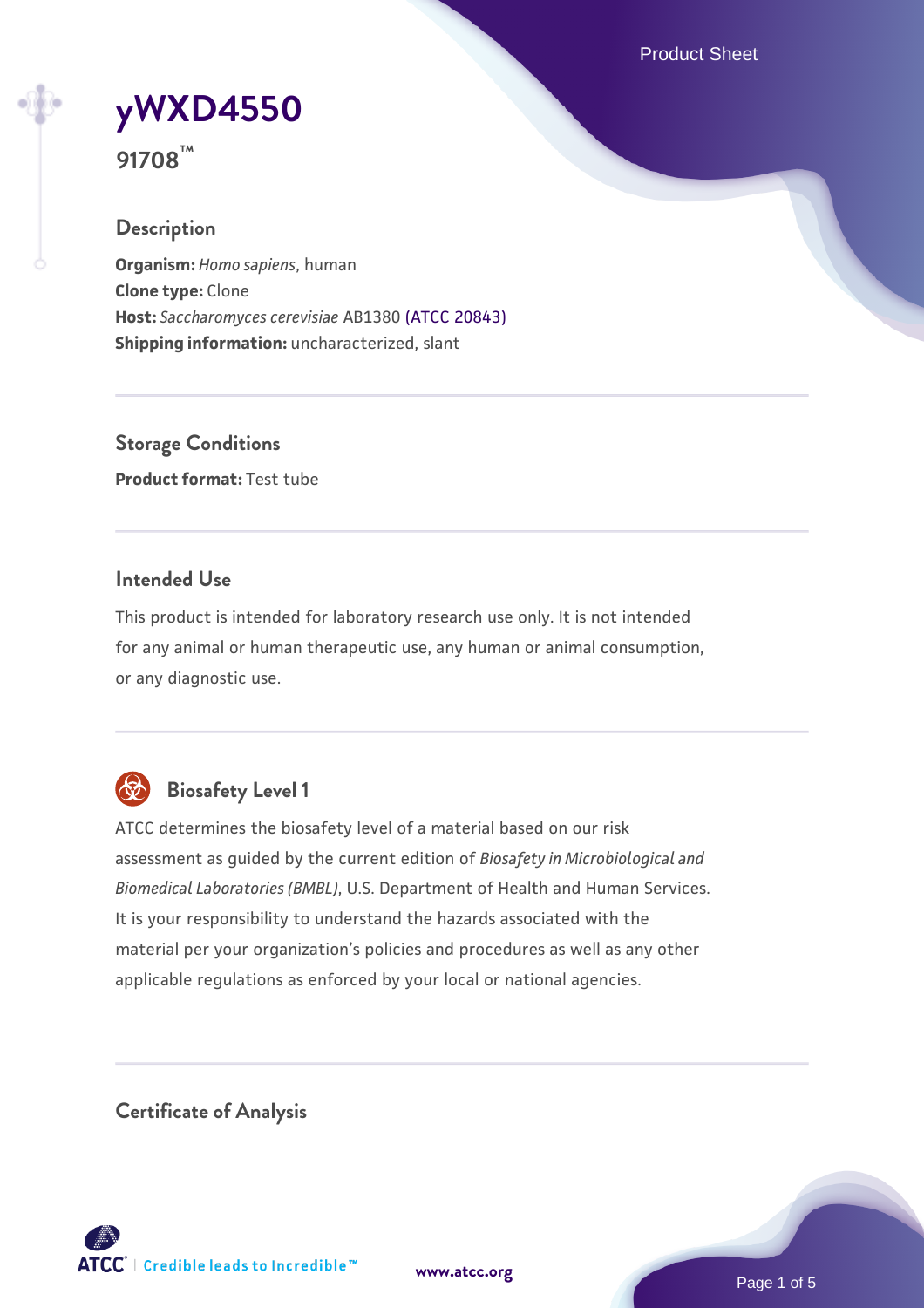# yWXD4550

**91708™**

## Description

**Organism:** *Homo sapiens*, human
**Clone type:** Clone
**Host:** *Saccharomyces cerevisiae* AB1380 (ATCC 20843)
**Shipping information:** uncharacterized, slant

## Storage Conditions

**Product format:** Test tube

## Intended Use

This product is intended for laboratory research use only. It is not intended for any animal or human therapeutic use, any human or animal consumption, or any diagnostic use.

## Biosafety Level 1

ATCC determines the biosafety level of a material based on our risk assessment as guided by the current edition of *Biosafety in Microbiological and Biomedical Laboratories (BMBL)*, U.S. Department of Health and Human Services. It is your responsibility to understand the hazards associated with the material per your organization's policies and procedures as well as any other applicable regulations as enforced by your local or national agencies.

## Certificate of Analysis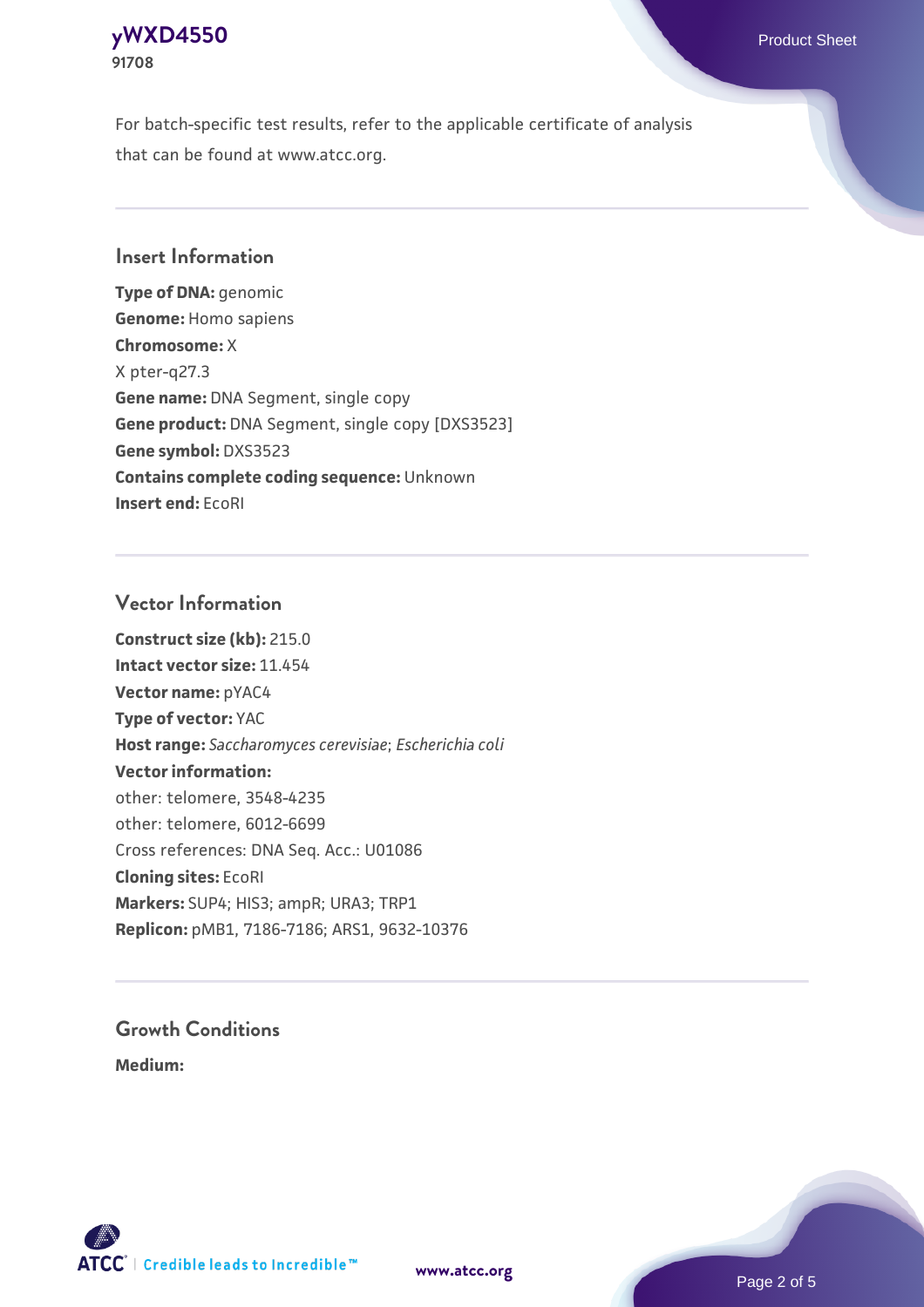For batch-specific test results, refer to the applicable certificate of analysis that can be found at www.atcc.org.

## Insert Information

**Type of DNA:** genomic
**Genome:** Homo sapiens
**Chromosome:** X
X pter-q27.3
**Gene name:** DNA Segment, single copy
**Gene product:** DNA Segment, single copy [DXS3523]
**Gene symbol:** DXS3523
**Contains complete coding sequence:** Unknown
**Insert end:** EcoRI

## Vector Information

**Construct size (kb):** 215.0
**Intact vector size:** 11.454
**Vector name:** pYAC4
**Type of vector:** YAC
**Host range:** *Saccharomyces cerevisiae*; *Escherichia coli*
**Vector information:**
other: telomere, 3548-4235
other: telomere, 6012-6699
Cross references: DNA Seq. Acc.: U01086
**Cloning sites:** EcoRI
**Markers:** SUP4; HIS3; ampR; URA3; TRP1
**Replicon:** pMB1, 7186-7186; ARS1, 9632-10376

## Growth Conditions

**Medium:**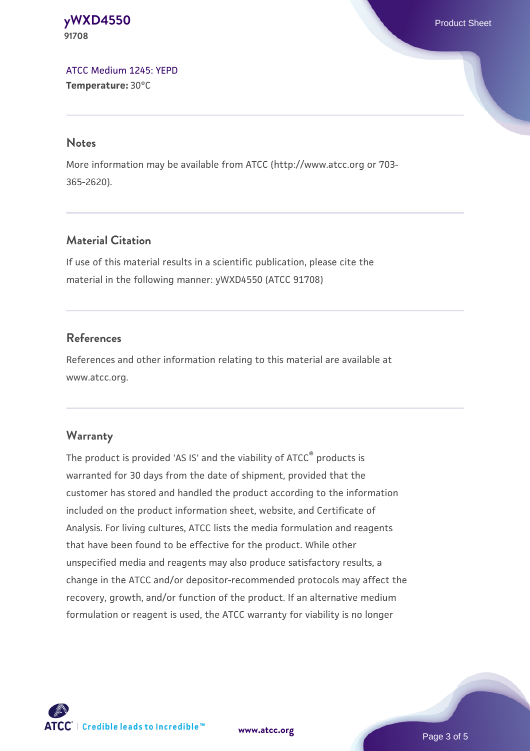ATCC Medium 1245: YEPD
**Temperature:** 30°C

## Notes

More information may be available from ATCC (http://www.atcc.org or 703-365-2620).

## Material Citation

If use of this material results in a scientific publication, please cite the material in the following manner: yWXD4550 (ATCC 91708)

## References

References and other information relating to this material are available at www.atcc.org.

## Warranty

The product is provided 'AS IS' and the viability of ATCC® products is warranted for 30 days from the date of shipment, provided that the customer has stored and handled the product according to the information included on the product information sheet, website, and Certificate of Analysis. For living cultures, ATCC lists the media formulation and reagents that have been found to be effective for the product. While other unspecified media and reagents may also produce satisfactory results, a change in the ATCC and/or depositor-recommended protocols may affect the recovery, growth, and/or function of the product. If an alternative medium formulation or reagent is used, the ATCC warranty for viability is no longer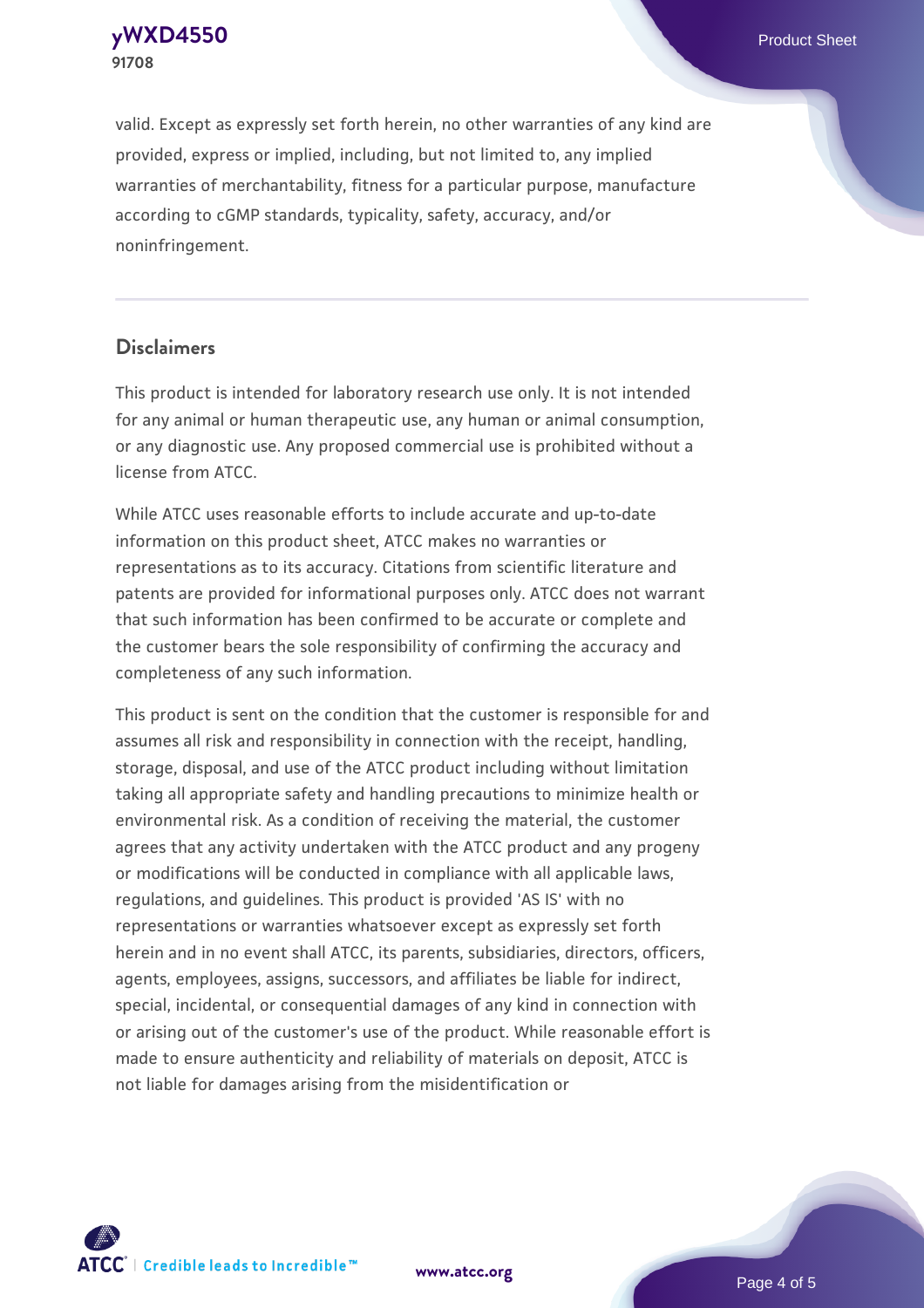valid. Except as expressly set forth herein, no other warranties of any kind are provided, express or implied, including, but not limited to, any implied warranties of merchantability, fitness for a particular purpose, manufacture according to cGMP standards, typicality, safety, accuracy, and/or noninfringement.

## Disclaimers

This product is intended for laboratory research use only. It is not intended for any animal or human therapeutic use, any human or animal consumption, or any diagnostic use. Any proposed commercial use is prohibited without a license from ATCC.

While ATCC uses reasonable efforts to include accurate and up-to-date information on this product sheet, ATCC makes no warranties or representations as to its accuracy. Citations from scientific literature and patents are provided for informational purposes only. ATCC does not warrant that such information has been confirmed to be accurate or complete and the customer bears the sole responsibility of confirming the accuracy and completeness of any such information.

This product is sent on the condition that the customer is responsible for and assumes all risk and responsibility in connection with the receipt, handling, storage, disposal, and use of the ATCC product including without limitation taking all appropriate safety and handling precautions to minimize health or environmental risk. As a condition of receiving the material, the customer agrees that any activity undertaken with the ATCC product and any progeny or modifications will be conducted in compliance with all applicable laws, regulations, and guidelines. This product is provided 'AS IS' with no representations or warranties whatsoever except as expressly set forth herein and in no event shall ATCC, its parents, subsidiaries, directors, officers, agents, employees, assigns, successors, and affiliates be liable for indirect, special, incidental, or consequential damages of any kind in connection with or arising out of the customer's use of the product. While reasonable effort is made to ensure authenticity and reliability of materials on deposit, ATCC is not liable for damages arising from the misidentification or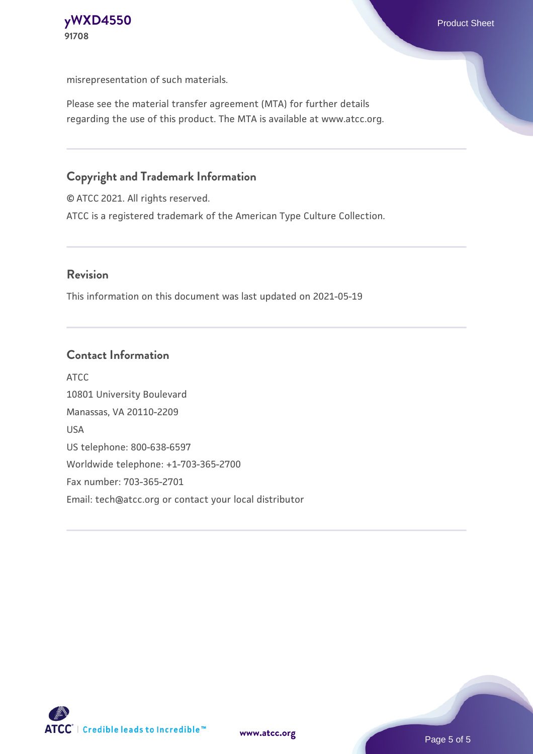misrepresentation of such materials.

Please see the material transfer agreement (MTA) for further details regarding the use of this product. The MTA is available at www.atcc.org.

## Copyright and Trademark Information

© ATCC 2021. All rights reserved.

ATCC is a registered trademark of the American Type Culture Collection.

## Revision

This information on this document was last updated on 2021-05-19

## Contact Information

ATCC
10801 University Boulevard
Manassas, VA 20110-2209
USA
US telephone: 800-638-6597
Worldwide telephone: +1-703-365-2700
Fax number: 703-365-2701
Email: tech@atcc.org or contact your local distributor